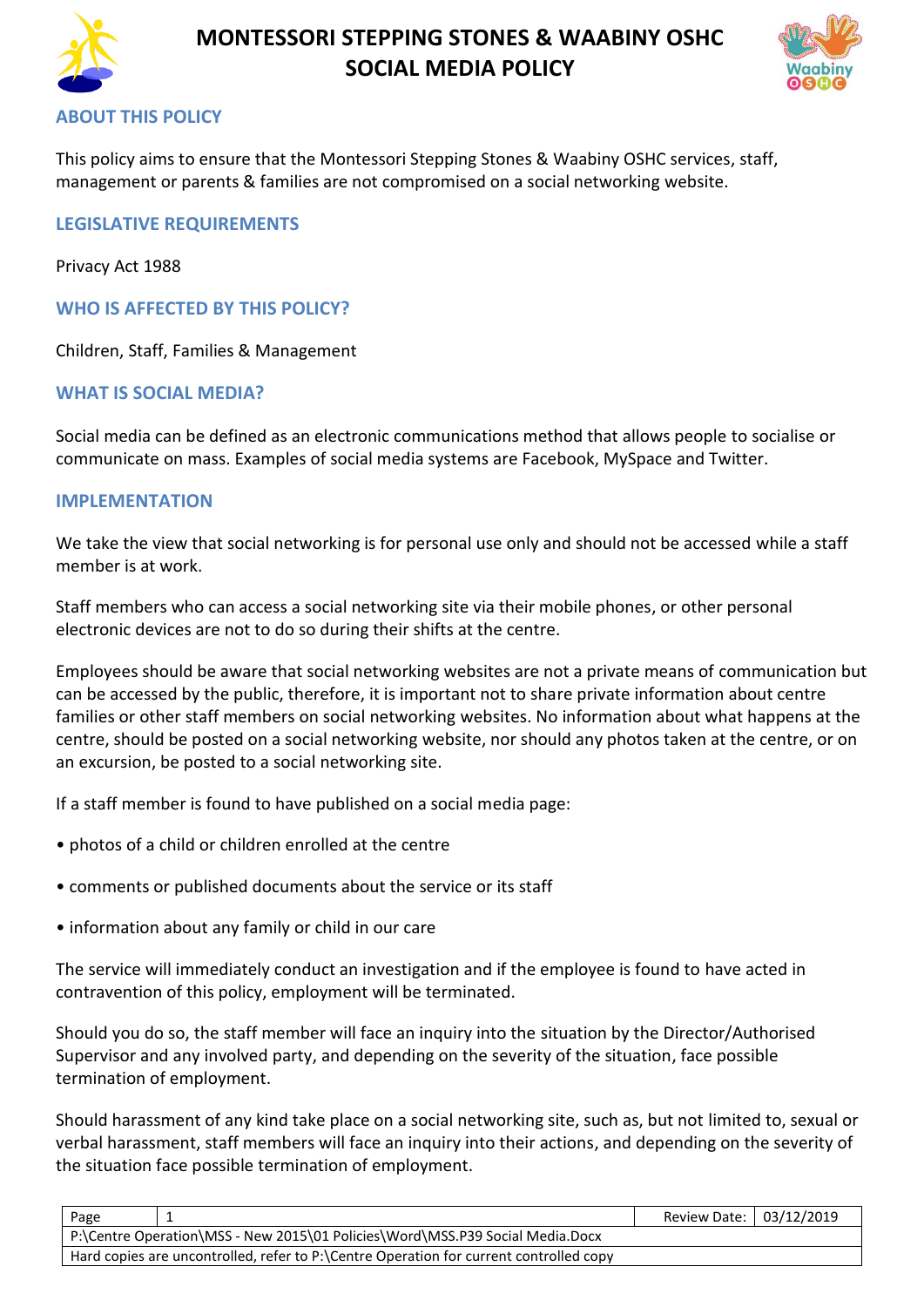# MONTESSORI STEPPING STONES & WAABINY OSHC SOCIAL MEDIA POLICY

## ABOUT THIS POLICY

This policy aims to ensure that the Montessori Stepping Stones & Waabiny OSHC services, staff, management or parents & families are not compromised on a social networking website.

## LEGISLATIVE REQUIREMENTS

Privacy Act 1988

## WHO IS AFFECTED BY THIS POLICY?

Children, Staff, Families & Management

## WHAT IS SOCIAL MEDIA?

Social media can be defined as an electronic communications method that allows people to socialise or communicate on mass. Examples of social media systems are Facebook, MySpace and Twitter.

## IMPLEMENTATION

We take the view that social networking is for personal use only and should not be accessed while a staff member is at work.

Staff members who can access a social networking site via their mobile phones, or other personal electronic devices are not to do so during their shifts at the centre.

Employees should be aware that social networking websites are not a private means of communication but can be accessed by the public, therefore, it is important not to share private information about centre families or other staff members on social networking websites. No information about what happens at the centre, should be posted on a social networking website, nor should any photos taken at the centre, or on an excursion, be posted to a social networking site.

If a staff member is found to have published on a social media page:

- photos of a child or children enrolled at the centre
- comments or published documents about the service or its staff
- information about any family or child in our care

The service will immediately conduct an investigation and if the employee is found to have acted in contravention of this policy, employment will be terminated.

Should you do so, the staff member will face an inquiry into the situation by the Director/Authorised Supervisor and any involved party, and depending on the severity of the situation, face possible termination of employment.

Should harassment of any kind take place on a social networking site, such as, but not limited to, sexual or verbal harassment, staff members will face an inquiry into their actions, and depending on the severity of the situation face possible termination of employment.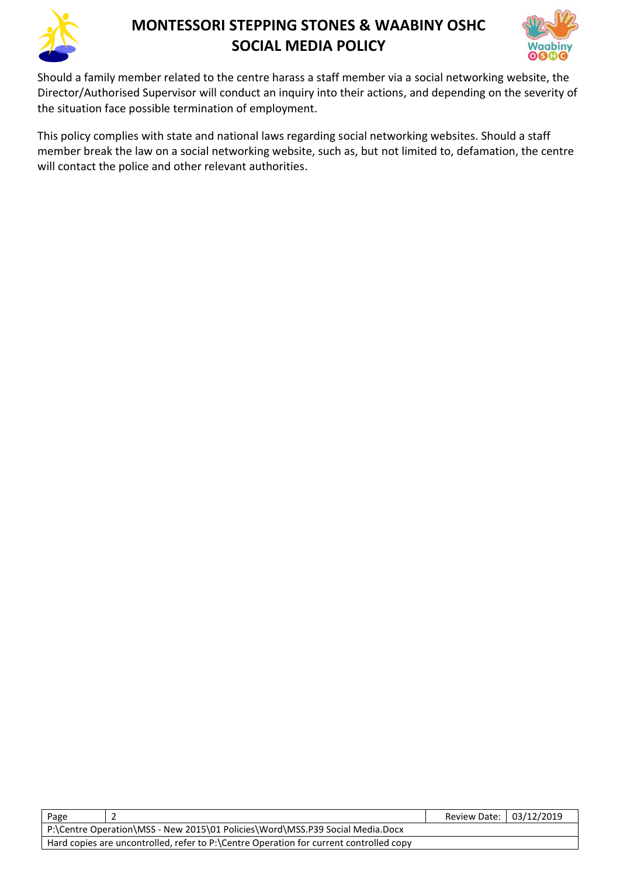Should a family member related to the centre harass a staff member via a social networking website, the Director/Authorised Supervisor will conduct an inquiry into their actions, and depending on the severity of the situation face possible termination of employment.

This policy complies with state and national laws regarding social networking websites. Should a staff member break the law on a social networking website, such as, but not limited to, defamation, the centre will contact the police and other relevant authorities.